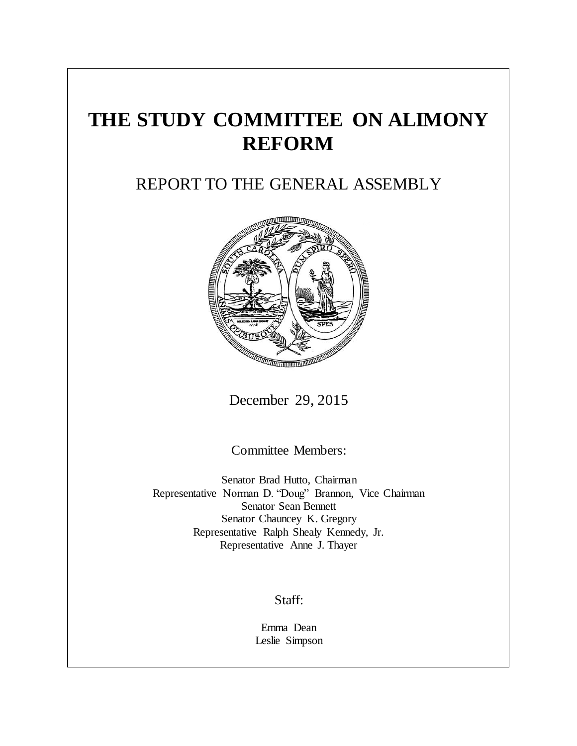# THE STUDY COMMITTEE ON ALIMONY REFORM

## REPORT TO THE GENERAL ASSEMBLY

December 29, 2015

Committee Members:

Senator Brad Hutto, Chairman
Representative Norman D. "Doug" Brannon, Vice Chairman
Senator Sean Bennett
Senator Chauncey K. Gregory
Representative Ralph Shealy Kennedy, Jr.
Representative Anne J. Thayer

Staff:

Emma Dean
Leslie Simpson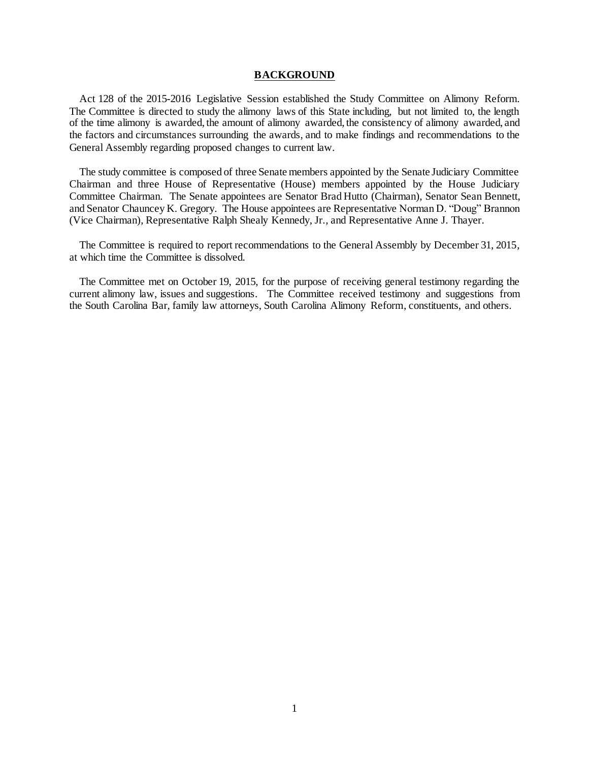## BACKGROUND

Act 128 of the 2015-2016 Legislative Session established the Study Committee on Alimony Reform. The Committee is directed to study the alimony laws of this State including, but not limited to, the length of the time alimony is awarded, the amount of alimony awarded, the consistency of alimony awarded, and the factors and circumstances surrounding the awards, and to make findings and recommendations to the General Assembly regarding proposed changes to current law.

The study committee is composed of three Senate members appointed by the Senate Judiciary Committee Chairman and three House of Representative (House) members appointed by the House Judiciary Committee Chairman. The Senate appointees are Senator Brad Hutto (Chairman), Senator Sean Bennett, and Senator Chauncey K. Gregory. The House appointees are Representative Norman D. "Doug" Brannon (Vice Chairman), Representative Ralph Shealy Kennedy, Jr., and Representative Anne J. Thayer.

The Committee is required to report recommendations to the General Assembly by December 31, 2015, at which time the Committee is dissolved.

The Committee met on October 19, 2015, for the purpose of receiving general testimony regarding the current alimony law, issues and suggestions. The Committee received testimony and suggestions from the South Carolina Bar, family law attorneys, South Carolina Alimony Reform, constituents, and others.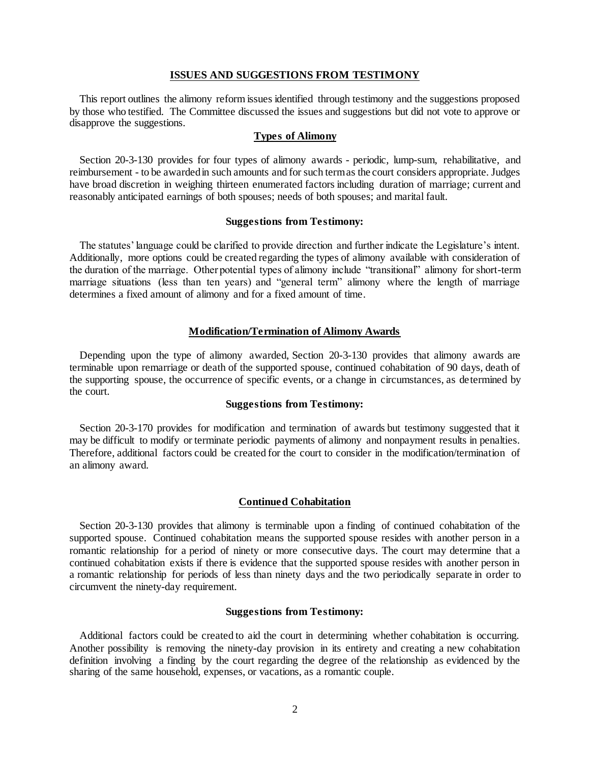## ISSUES AND SUGGESTIONS FROM TESTIMONY

This report outlines the alimony reform issues identified through testimony and the suggestions proposed by those who testified. The Committee discussed the issues and suggestions but did not vote to approve or disapprove the suggestions.

### Types of Alimony

Section 20-3-130 provides for four types of alimony awards - periodic, lump-sum, rehabilitative, and reimbursement - to be awarded in such amounts and for such term as the court considers appropriate. Judges have broad discretion in weighing thirteen enumerated factors including duration of marriage; current and reasonably anticipated earnings of both spouses; needs of both spouses; and marital fault.

**Suggestions from Testimony:**

The statutes' language could be clarified to provide direction and further indicate the Legislature's intent. Additionally, more options could be created regarding the types of alimony available with consideration of the duration of the marriage. Other potential types of alimony include "transitional" alimony for short-term marriage situations (less than ten years) and "general term" alimony where the length of marriage determines a fixed amount of alimony and for a fixed amount of time.

### Modification/Termination of Alimony Awards

Depending upon the type of alimony awarded, Section 20-3-130 provides that alimony awards are terminable upon remarriage or death of the supported spouse, continued cohabitation of 90 days, death of the supporting spouse, the occurrence of specific events, or a change in circumstances, as determined by the court.

**Suggestions from Testimony:**

Section 20-3-170 provides for modification and termination of awards but testimony suggested that it may be difficult to modify or terminate periodic payments of alimony and nonpayment results in penalties. Therefore, additional factors could be created for the court to consider in the modification/termination of an alimony award.

### Continued Cohabitation

Section 20-3-130 provides that alimony is terminable upon a finding of continued cohabitation of the supported spouse. Continued cohabitation means the supported spouse resides with another person in a romantic relationship for a period of ninety or more consecutive days. The court may determine that a continued cohabitation exists if there is evidence that the supported spouse resides with another person in a romantic relationship for periods of less than ninety days and the two periodically separate in order to circumvent the ninety-day requirement.

**Suggestions from Testimony:**

Additional factors could be created to aid the court in determining whether cohabitation is occurring. Another possibility is removing the ninety-day provision in its entirety and creating a new cohabitation definition involving a finding by the court regarding the degree of the relationship as evidenced by the sharing of the same household, expenses, or vacations, as a romantic couple.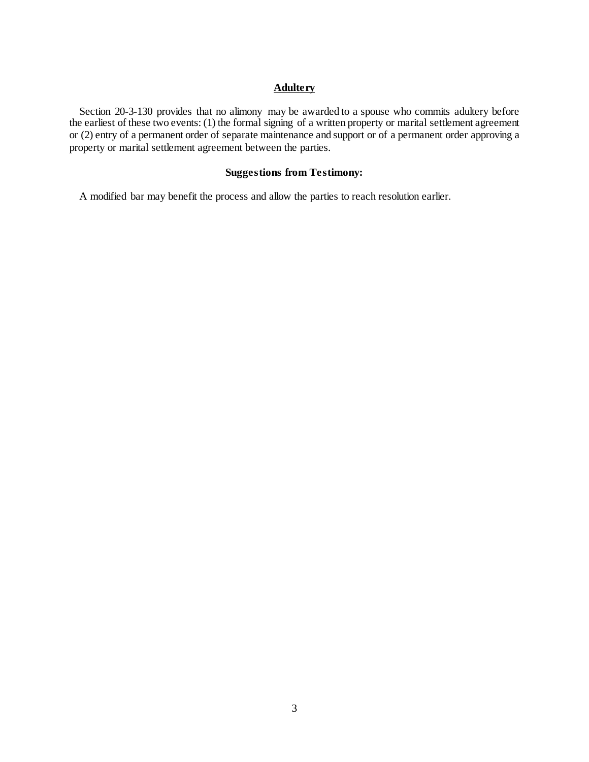## Adultery

Section 20-3-130 provides that no alimony may be awarded to a spouse who commits adultery before the earliest of these two events: (1) the formal signing of a written property or marital settlement agreement or (2) entry of a permanent order of separate maintenance and support or of a permanent order approving a property or marital settlement agreement between the parties.

### Suggestions from Testimony:

A modified bar may benefit the process and allow the parties to reach resolution earlier.